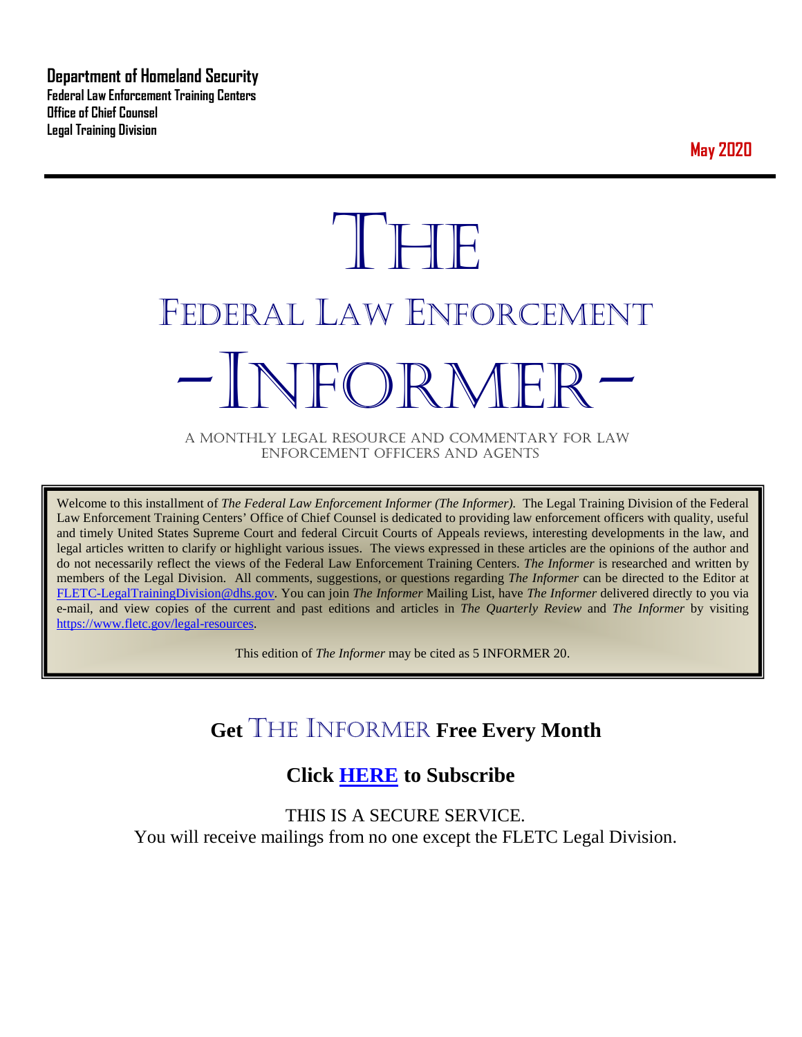**Department of Homeland Security**
**Federal Law Enforcement Training Centers**
**Office of Chief Counsel**
**Legal Training Division**

**May 2020**

# THE
# FEDERAL LAW ENFORCEMENT
# -INFORMER-

A MONTHLY LEGAL RESOURCE AND COMMENTARY FOR LAW ENFORCEMENT OFFICERS AND AGENTS

Welcome to this installment of *The Federal Law Enforcement Informer (The Informer)*. The Legal Training Division of the Federal Law Enforcement Training Centers' Office of Chief Counsel is dedicated to providing law enforcement officers with quality, useful and timely United States Supreme Court and federal Circuit Courts of Appeals reviews, interesting developments in the law, and legal articles written to clarify or highlight various issues. The views expressed in these articles are the opinions of the author and do not necessarily reflect the views of the Federal Law Enforcement Training Centers. *The Informer* is researched and written by members of the Legal Division. All comments, suggestions, or questions regarding *The Informer* can be directed to the Editor at FLETC-LegalTrainingDivision@dhs.gov. You can join *The Informer* Mailing List, have *The Informer* delivered directly to you via e-mail, and view copies of the current and past editions and articles in *The Quarterly Review* and *The Informer* by visiting https://www.fletc.gov/legal-resources.

This edition of *The Informer* may be cited as 5 INFORMER 20.

## Get THE INFORMER Free Every Month

## Click HERE to Subscribe

THIS IS A SECURE SERVICE.
You will receive mailings from no one except the FLETC Legal Division.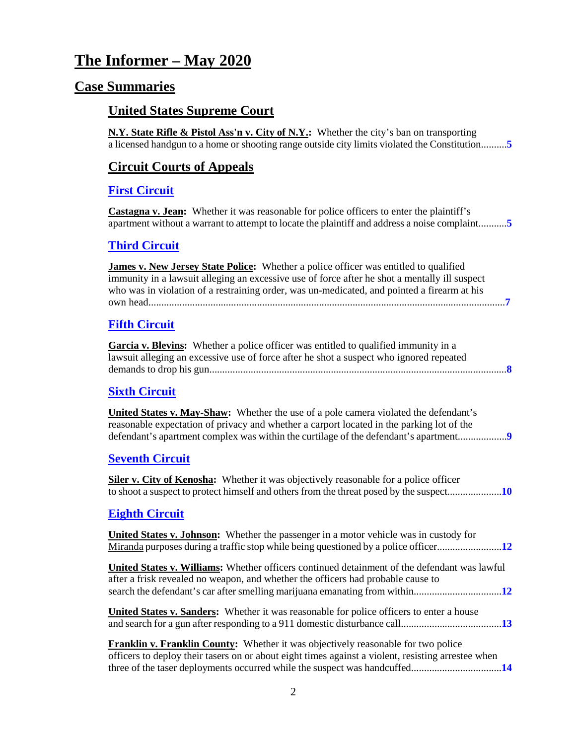# The Informer – May 2020

## Case Summaries

### United States Supreme Court

**N.Y. State Rifle & Pistol Ass'n v. City of N.Y.:** Whether the city's ban on transporting a licensed handgun to a home or shooting range outside city limits violated the Constitution..........5

### Circuit Courts of Appeals

#### First Circuit

**Castagna v. Jean:** Whether it was reasonable for police officers to enter the plaintiff's apartment without a warrant to attempt to locate the plaintiff and address a noise complaint...........5

#### Third Circuit

**James v. New Jersey State Police:** Whether a police officer was entitled to qualified immunity in a lawsuit alleging an excessive use of force after he shot a mentally ill suspect who was in violation of a restraining order, was un-medicated, and pointed a firearm at his own head..........7

#### Fifth Circuit

**Garcia v. Blevins:** Whether a police officer was entitled to qualified immunity in a lawsuit alleging an excessive use of force after he shot a suspect who ignored repeated demands to drop his gun..........8

#### Sixth Circuit

**United States v. May-Shaw:** Whether the use of a pole camera violated the defendant's reasonable expectation of privacy and whether a carport located in the parking lot of the defendant's apartment complex was within the curtilage of the defendant's apartment..................9

#### Seventh Circuit

**Siler v. City of Kenosha:** Whether it was objectively reasonable for a police officer to shoot a suspect to protect himself and others from the threat posed by the suspect.....................10

#### Eighth Circuit

**United States v. Johnson:** Whether the passenger in a motor vehicle was in custody for Miranda purposes during a traffic stop while being questioned by a police officer.........................12

**United States v. Williams:** Whether officers continued detainment of the defendant was lawful after a frisk revealed no weapon, and whether the officers had probable cause to search the defendant's car after smelling marijuana emanating from within.................................12

**United States v. Sanders:** Whether it was reasonable for police officers to enter a house and search for a gun after responding to a 911 domestic disturbance call.......................................13

**Franklin v. Franklin County:** Whether it was objectively reasonable for two police officers to deploy their tasers on or about eight times against a violent, resisting arrestee when three of the taser deployments occurred while the suspect was handcuffed..................................14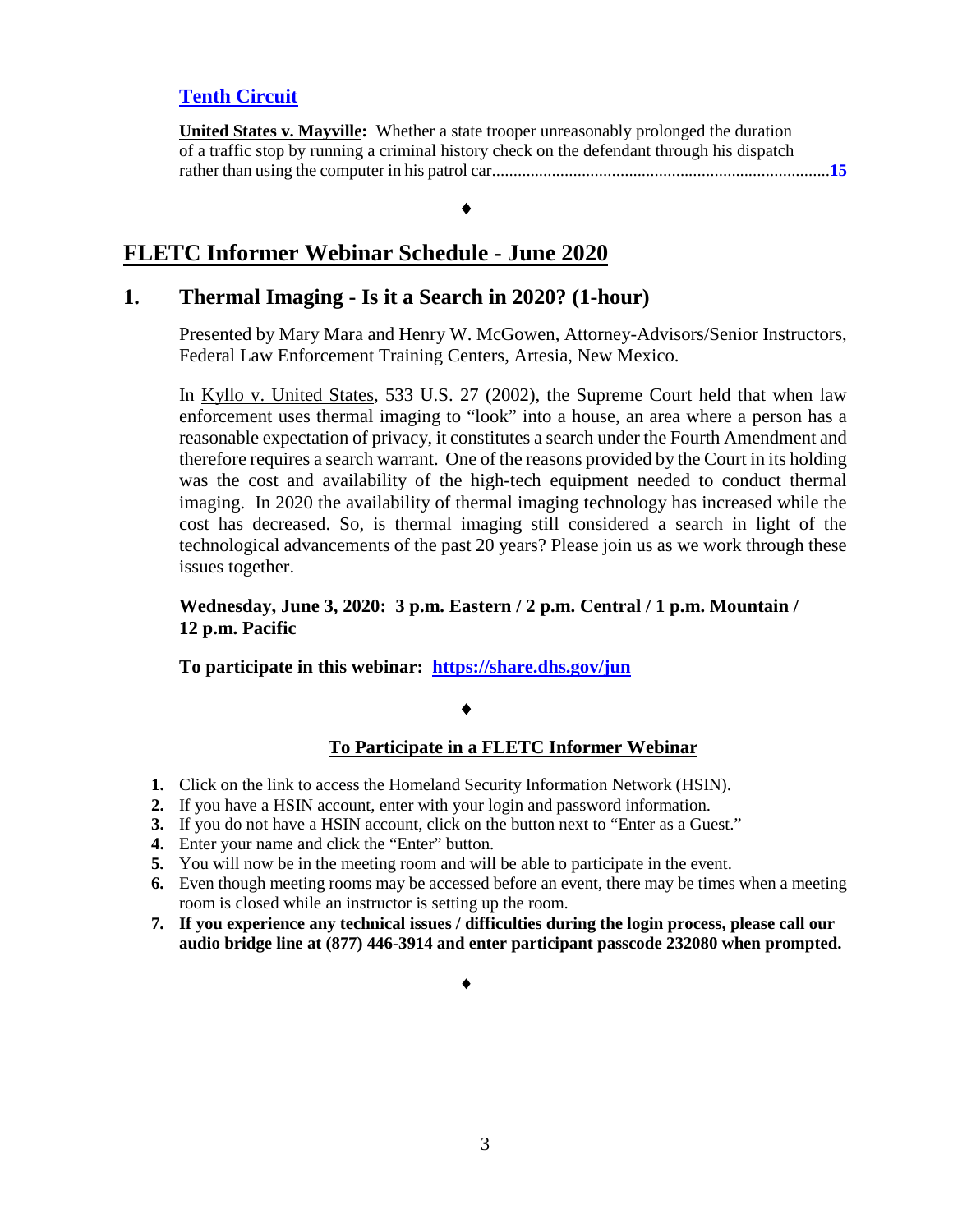### Tenth Circuit

**United States v. Mayville:** Whether a state trooper unreasonably prolonged the duration of a traffic stop by running a criminal history check on the defendant through his dispatch rather than using the computer in his patrol car..............................................................................**15**

♦

## FLETC Informer Webinar Schedule - June 2020

### 1. Thermal Imaging - Is it a Search in 2020? (1-hour)

Presented by Mary Mara and Henry W. McGowen, Attorney-Advisors/Senior Instructors, Federal Law Enforcement Training Centers, Artesia, New Mexico.

In Kyllo v. United States, 533 U.S. 27 (2002), the Supreme Court held that when law enforcement uses thermal imaging to "look" into a house, an area where a person has a reasonable expectation of privacy, it constitutes a search under the Fourth Amendment and therefore requires a search warrant. One of the reasons provided by the Court in its holding was the cost and availability of the high-tech equipment needed to conduct thermal imaging. In 2020 the availability of thermal imaging technology has increased while the cost has decreased. So, is thermal imaging still considered a search in light of the technological advancements of the past 20 years? Please join us as we work through these issues together.

**Wednesday, June 3, 2020: 3 p.m. Eastern / 2 p.m. Central / 1 p.m. Mountain / 12 p.m. Pacific**

**To participate in this webinar: https://share.dhs.gov/jun**

♦

**To Participate in a FLETC Informer Webinar**

1. Click on the link to access the Homeland Security Information Network (HSIN).
2. If you have a HSIN account, enter with your login and password information.
3. If you do not have a HSIN account, click on the button next to "Enter as a Guest."
4. Enter your name and click the "Enter" button.
5. You will now be in the meeting room and will be able to participate in the event.
6. Even though meeting rooms may be accessed before an event, there may be times when a meeting room is closed while an instructor is setting up the room.
7. **If you experience any technical issues / difficulties during the login process, please call our audio bridge line at (877) 446-3914 and enter participant passcode 232080 when prompted.**

♦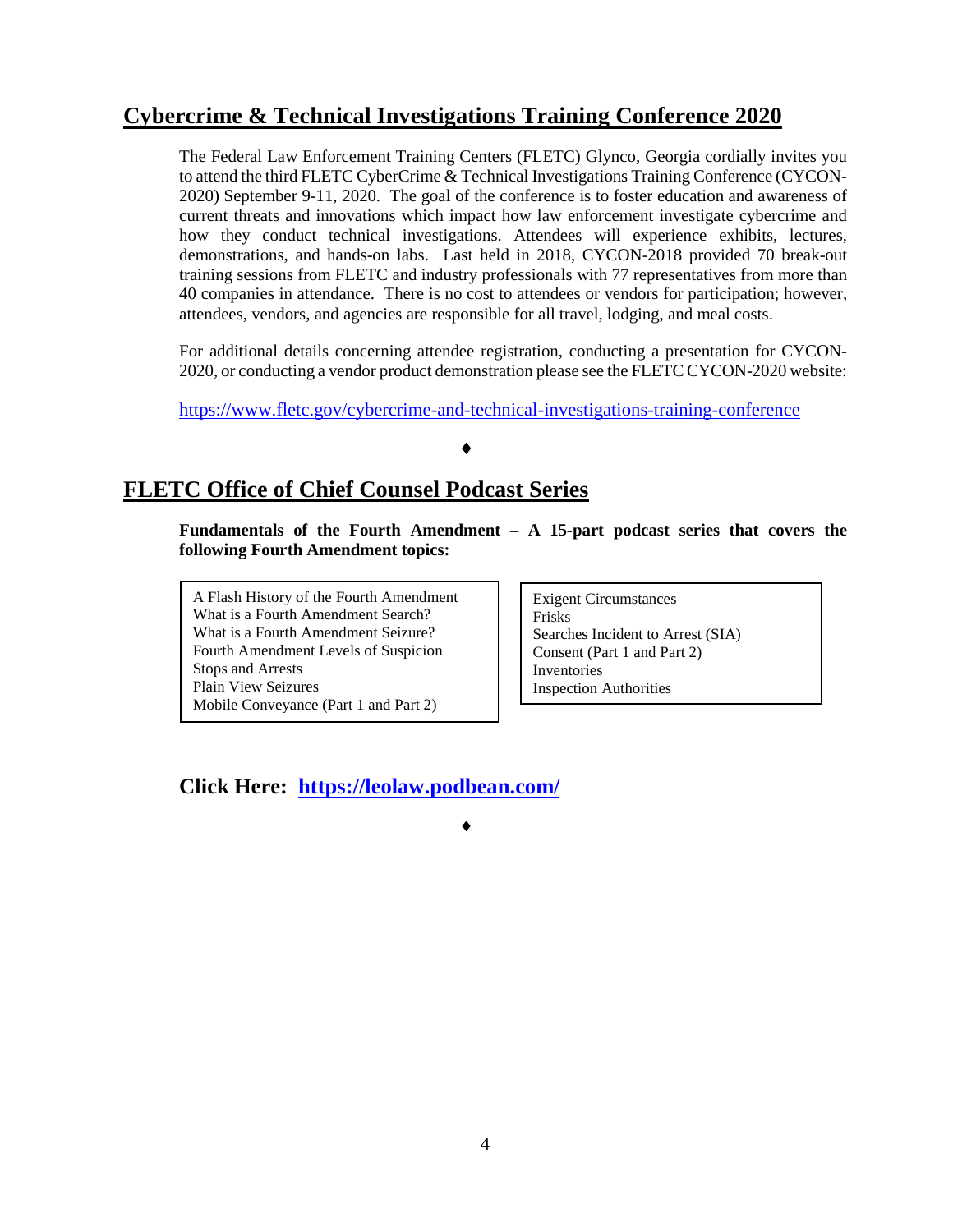## Cybercrime & Technical Investigations Training Conference 2020

The Federal Law Enforcement Training Centers (FLETC) Glynco, Georgia cordially invites you to attend the third FLETC CyberCrime & Technical Investigations Training Conference (CYCON-2020) September 9-11, 2020. The goal of the conference is to foster education and awareness of current threats and innovations which impact how law enforcement investigate cybercrime and how they conduct technical investigations. Attendees will experience exhibits, lectures, demonstrations, and hands-on labs. Last held in 2018, CYCON-2018 provided 70 break-out training sessions from FLETC and industry professionals with 77 representatives from more than 40 companies in attendance. There is no cost to attendees or vendors for participation; however, attendees, vendors, and agencies are responsible for all travel, lodging, and meal costs.

For additional details concerning attendee registration, conducting a presentation for CYCON-2020, or conducting a vendor product demonstration please see the FLETC CYCON-2020 website:

https://www.fletc.gov/cybercrime-and-technical-investigations-training-conference

♦

## FLETC Office of Chief Counsel Podcast Series

**Fundamentals of the Fourth Amendment – A 15-part podcast series that covers the following Fourth Amendment topics:**

A Flash History of the Fourth Amendment
What is a Fourth Amendment Search?
What is a Fourth Amendment Seizure?
Fourth Amendment Levels of Suspicion
Stops and Arrests
Plain View Seizures
Mobile Conveyance (Part 1 and Part 2)

Exigent Circumstances
Frisks
Searches Incident to Arrest (SIA)
Consent (Part 1 and Part 2)
Inventories
Inspection Authorities

**Click Here: https://leolaw.podbean.com/**

♦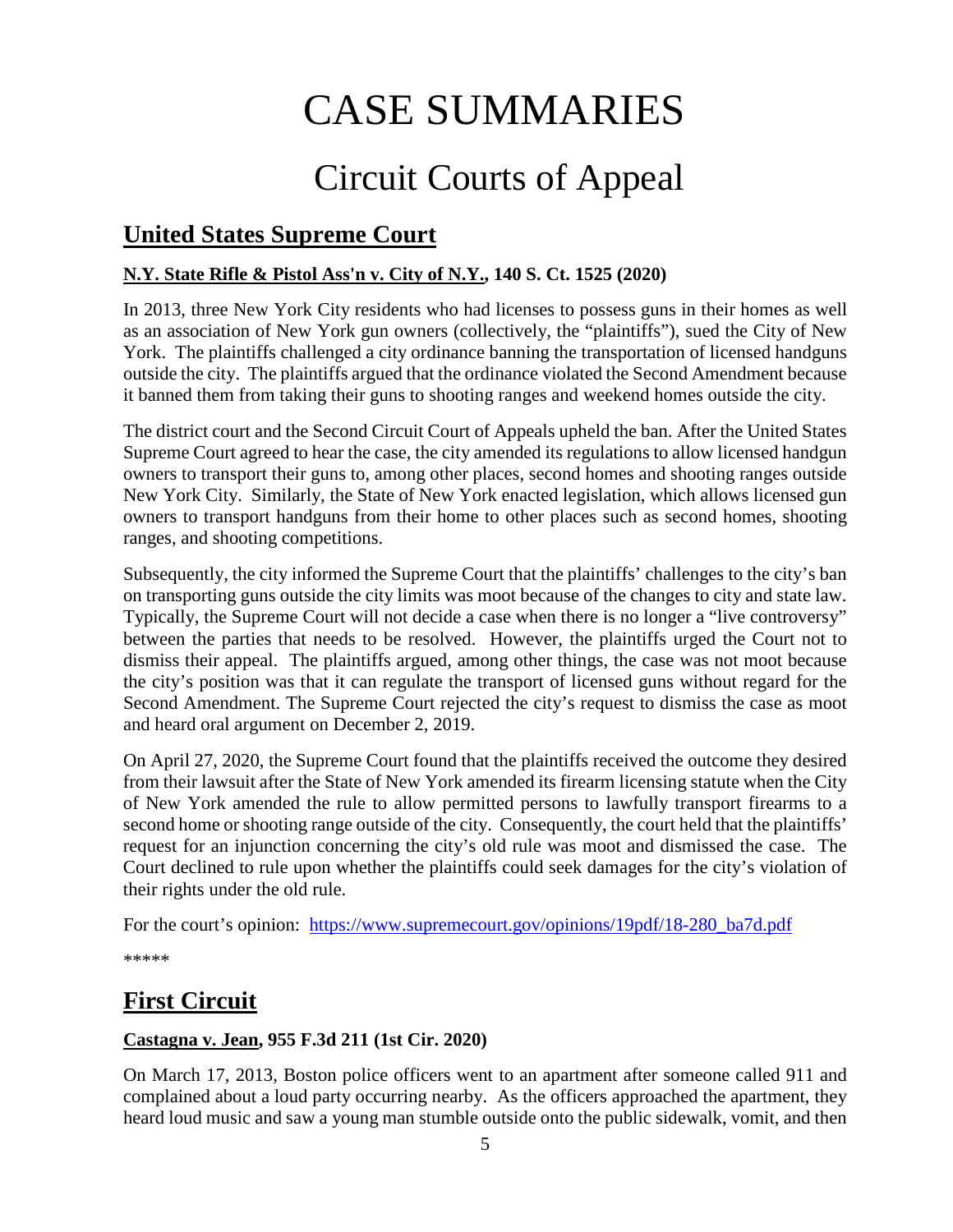# CASE SUMMARIES

## Circuit Courts of Appeal

## United States Supreme Court

### N.Y. State Rifle & Pistol Ass'n v. City of N.Y., 140 S. Ct. 1525 (2020)

In 2013, three New York City residents who had licenses to possess guns in their homes as well as an association of New York gun owners (collectively, the "plaintiffs"), sued the City of New York. The plaintiffs challenged a city ordinance banning the transportation of licensed handguns outside the city. The plaintiffs argued that the ordinance violated the Second Amendment because it banned them from taking their guns to shooting ranges and weekend homes outside the city.

The district court and the Second Circuit Court of Appeals upheld the ban. After the United States Supreme Court agreed to hear the case, the city amended its regulations to allow licensed handgun owners to transport their guns to, among other places, second homes and shooting ranges outside New York City. Similarly, the State of New York enacted legislation, which allows licensed gun owners to transport handguns from their home to other places such as second homes, shooting ranges, and shooting competitions.

Subsequently, the city informed the Supreme Court that the plaintiffs' challenges to the city's ban on transporting guns outside the city limits was moot because of the changes to city and state law. Typically, the Supreme Court will not decide a case when there is no longer a "live controversy" between the parties that needs to be resolved. However, the plaintiffs urged the Court not to dismiss their appeal. The plaintiffs argued, among other things, the case was not moot because the city's position was that it can regulate the transport of licensed guns without regard for the Second Amendment. The Supreme Court rejected the city's request to dismiss the case as moot and heard oral argument on December 2, 2019.

On April 27, 2020, the Supreme Court found that the plaintiffs received the outcome they desired from their lawsuit after the State of New York amended its firearm licensing statute when the City of New York amended the rule to allow permitted persons to lawfully transport firearms to a second home or shooting range outside of the city. Consequently, the court held that the plaintiffs' request for an injunction concerning the city's old rule was moot and dismissed the case. The Court declined to rule upon whether the plaintiffs could seek damages for the city's violation of their rights under the old rule.

For the court's opinion: [https://www.supremecourt.gov/opinions/19pdf/18-280_ba7d.pdf](https://www.supremecourt.gov/opinions/19pdf/18-280_ba7d.pdf)

*****

## First Circuit

### Castagna v. Jean, 955 F.3d 211 (1st Cir. 2020)

On March 17, 2013, Boston police officers went to an apartment after someone called 911 and complained about a loud party occurring nearby. As the officers approached the apartment, they heard loud music and saw a young man stumble outside onto the public sidewalk, vomit, and then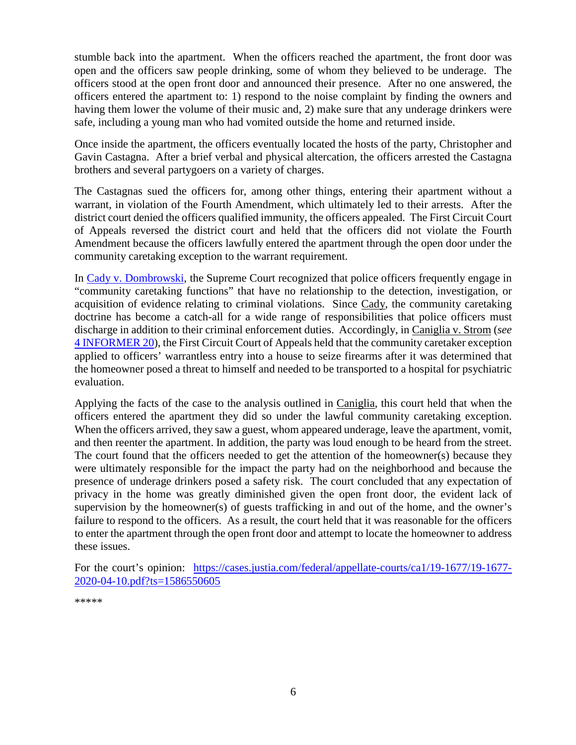stumble back into the apartment. When the officers reached the apartment, the front door was open and the officers saw people drinking, some of whom they believed to be underage. The officers stood at the open front door and announced their presence. After no one answered, the officers entered the apartment to: 1) respond to the noise complaint by finding the owners and having them lower the volume of their music and, 2) make sure that any underage drinkers were safe, including a young man who had vomited outside the home and returned inside.

Once inside the apartment, the officers eventually located the hosts of the party, Christopher and Gavin Castagna. After a brief verbal and physical altercation, the officers arrested the Castagna brothers and several partygoers on a variety of charges.

The Castagnas sued the officers for, among other things, entering their apartment without a warrant, in violation of the Fourth Amendment, which ultimately led to their arrests. After the district court denied the officers qualified immunity, the officers appealed. The First Circuit Court of Appeals reversed the district court and held that the officers did not violate the Fourth Amendment because the officers lawfully entered the apartment through the open door under the community caretaking exception to the warrant requirement.

In [Cady v. Dombrowski](), the Supreme Court recognized that police officers frequently engage in "community caretaking functions" that have no relationship to the detection, investigation, or acquisition of evidence relating to criminal violations. Since Cady, the community caretaking doctrine has become a catch-all for a wide range of responsibilities that police officers must discharge in addition to their criminal enforcement duties. Accordingly, in Caniglia v. Strom (*see* [4 INFORMER 20]()), the First Circuit Court of Appeals held that the community caretaker exception applied to officers' warrantless entry into a house to seize firearms after it was determined that the homeowner posed a threat to himself and needed to be transported to a hospital for psychiatric evaluation.

Applying the facts of the case to the analysis outlined in Caniglia, this court held that when the officers entered the apartment they did so under the lawful community caretaking exception. When the officers arrived, they saw a guest, whom appeared underage, leave the apartment, vomit, and then reenter the apartment. In addition, the party was loud enough to be heard from the street. The court found that the officers needed to get the attention of the homeowner(s) because they were ultimately responsible for the impact the party had on the neighborhood and because the presence of underage drinkers posed a safety risk. The court concluded that any expectation of privacy in the home was greatly diminished given the open front door, the evident lack of supervision by the homeowner(s) of guests trafficking in and out of the home, and the owner's failure to respond to the officers. As a result, the court held that it was reasonable for the officers to enter the apartment through the open front door and attempt to locate the homeowner to address these issues.

For the court's opinion: [https://cases.justia.com/federal/appellate-courts/ca1/19-1677/19-1677-2020-04-10.pdf?ts=1586550605](https://cases.justia.com/federal/appellate-courts/ca1/19-1677/19-1677-2020-04-10.pdf?ts=1586550605)

*****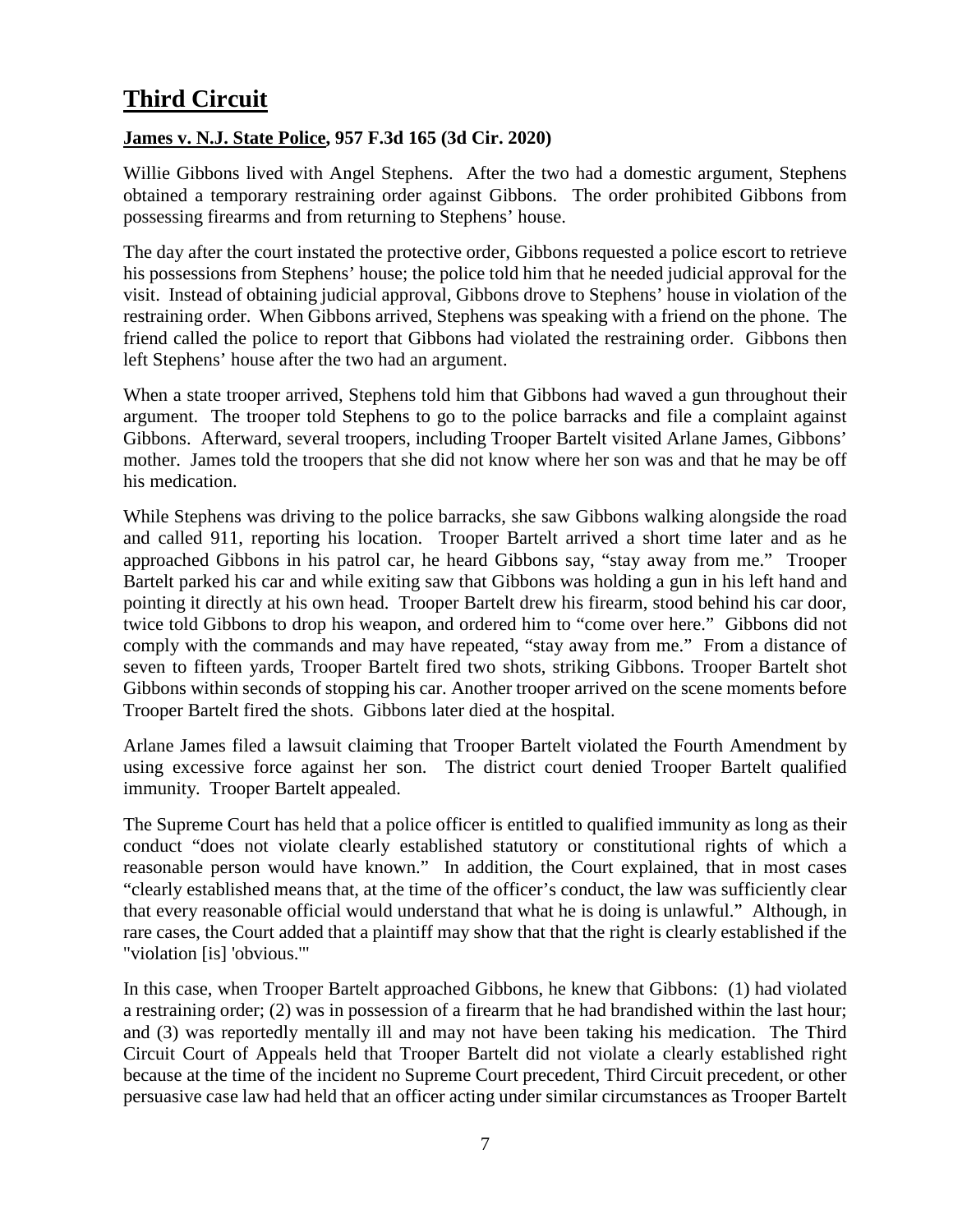# Third Circuit

**James v. N.J. State Police, 957 F.3d 165 (3d Cir. 2020)**

Willie Gibbons lived with Angel Stephens. After the two had a domestic argument, Stephens obtained a temporary restraining order against Gibbons. The order prohibited Gibbons from possessing firearms and from returning to Stephens' house.

The day after the court instated the protective order, Gibbons requested a police escort to retrieve his possessions from Stephens' house; the police told him that he needed judicial approval for the visit. Instead of obtaining judicial approval, Gibbons drove to Stephens' house in violation of the restraining order. When Gibbons arrived, Stephens was speaking with a friend on the phone. The friend called the police to report that Gibbons had violated the restraining order. Gibbons then left Stephens' house after the two had an argument.

When a state trooper arrived, Stephens told him that Gibbons had waved a gun throughout their argument. The trooper told Stephens to go to the police barracks and file a complaint against Gibbons. Afterward, several troopers, including Trooper Bartelt visited Arlane James, Gibbons' mother. James told the troopers that she did not know where her son was and that he may be off his medication.

While Stephens was driving to the police barracks, she saw Gibbons walking alongside the road and called 911, reporting his location. Trooper Bartelt arrived a short time later and as he approached Gibbons in his patrol car, he heard Gibbons say, "stay away from me." Trooper Bartelt parked his car and while exiting saw that Gibbons was holding a gun in his left hand and pointing it directly at his own head. Trooper Bartelt drew his firearm, stood behind his car door, twice told Gibbons to drop his weapon, and ordered him to "come over here." Gibbons did not comply with the commands and may have repeated, "stay away from me." From a distance of seven to fifteen yards, Trooper Bartelt fired two shots, striking Gibbons. Trooper Bartelt shot Gibbons within seconds of stopping his car. Another trooper arrived on the scene moments before Trooper Bartelt fired the shots. Gibbons later died at the hospital.

Arlane James filed a lawsuit claiming that Trooper Bartelt violated the Fourth Amendment by using excessive force against her son. The district court denied Trooper Bartelt qualified immunity. Trooper Bartelt appealed.

The Supreme Court has held that a police officer is entitled to qualified immunity as long as their conduct "does not violate clearly established statutory or constitutional rights of which a reasonable person would have known." In addition, the Court explained, that in most cases "clearly established means that, at the time of the officer's conduct, the law was sufficiently clear that every reasonable official would understand that what he is doing is unlawful." Although, in rare cases, the Court added that a plaintiff may show that that the right is clearly established if the "violation [is] 'obvious.'"

In this case, when Trooper Bartelt approached Gibbons, he knew that Gibbons: (1) had violated a restraining order; (2) was in possession of a firearm that he had brandished within the last hour; and (3) was reportedly mentally ill and may not have been taking his medication. The Third Circuit Court of Appeals held that Trooper Bartelt did not violate a clearly established right because at the time of the incident no Supreme Court precedent, Third Circuit precedent, or other persuasive case law had held that an officer acting under similar circumstances as Trooper Bartelt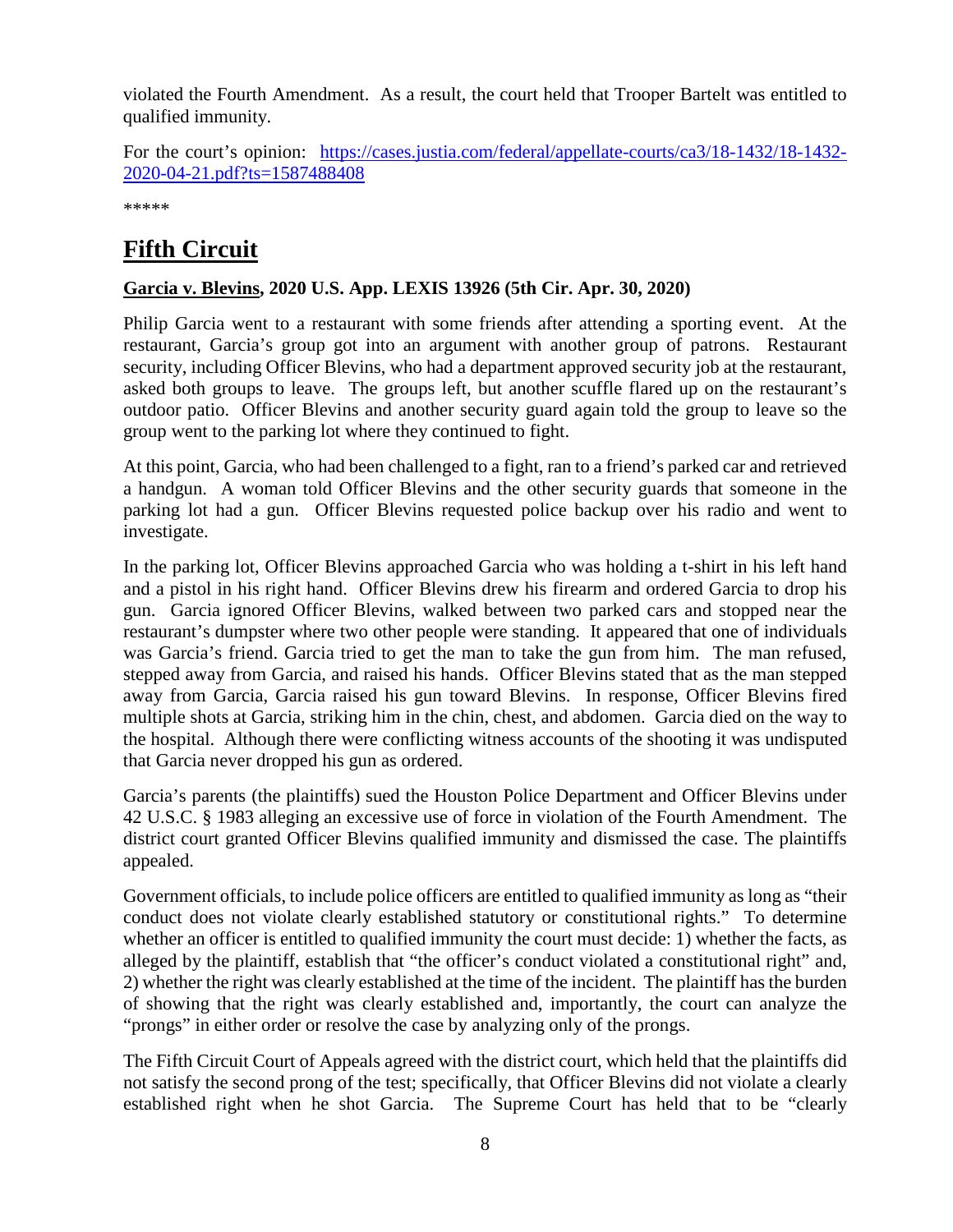violated the Fourth Amendment. As a result, the court held that Trooper Bartelt was entitled to qualified immunity.

For the court's opinion: [https://cases.justia.com/federal/appellate-courts/ca3/18-1432/18-1432-2020-04-21.pdf?ts=1587488408](https://cases.justia.com/federal/appellate-courts/ca3/18-1432/18-1432-2020-04-21.pdf?ts=1587488408)

*****

# Fifth Circuit

### Garcia v. Blevins, 2020 U.S. App. LEXIS 13926 (5th Cir. Apr. 30, 2020)

Philip Garcia went to a restaurant with some friends after attending a sporting event. At the restaurant, Garcia's group got into an argument with another group of patrons. Restaurant security, including Officer Blevins, who had a department approved security job at the restaurant, asked both groups to leave. The groups left, but another scuffle flared up on the restaurant's outdoor patio. Officer Blevins and another security guard again told the group to leave so the group went to the parking lot where they continued to fight.

At this point, Garcia, who had been challenged to a fight, ran to a friend's parked car and retrieved a handgun. A woman told Officer Blevins and the other security guards that someone in the parking lot had a gun. Officer Blevins requested police backup over his radio and went to investigate.

In the parking lot, Officer Blevins approached Garcia who was holding a t-shirt in his left hand and a pistol in his right hand. Officer Blevins drew his firearm and ordered Garcia to drop his gun. Garcia ignored Officer Blevins, walked between two parked cars and stopped near the restaurant's dumpster where two other people were standing. It appeared that one of individuals was Garcia's friend. Garcia tried to get the man to take the gun from him. The man refused, stepped away from Garcia, and raised his hands. Officer Blevins stated that as the man stepped away from Garcia, Garcia raised his gun toward Blevins. In response, Officer Blevins fired multiple shots at Garcia, striking him in the chin, chest, and abdomen. Garcia died on the way to the hospital. Although there were conflicting witness accounts of the shooting it was undisputed that Garcia never dropped his gun as ordered.

Garcia's parents (the plaintiffs) sued the Houston Police Department and Officer Blevins under 42 U.S.C. § 1983 alleging an excessive use of force in violation of the Fourth Amendment. The district court granted Officer Blevins qualified immunity and dismissed the case. The plaintiffs appealed.

Government officials, to include police officers are entitled to qualified immunity as long as "their conduct does not violate clearly established statutory or constitutional rights." To determine whether an officer is entitled to qualified immunity the court must decide: 1) whether the facts, as alleged by the plaintiff, establish that "the officer's conduct violated a constitutional right" and, 2) whether the right was clearly established at the time of the incident. The plaintiff has the burden of showing that the right was clearly established and, importantly, the court can analyze the "prongs" in either order or resolve the case by analyzing only of the prongs.

The Fifth Circuit Court of Appeals agreed with the district court, which held that the plaintiffs did not satisfy the second prong of the test; specifically, that Officer Blevins did not violate a clearly established right when he shot Garcia. The Supreme Court has held that to be "clearly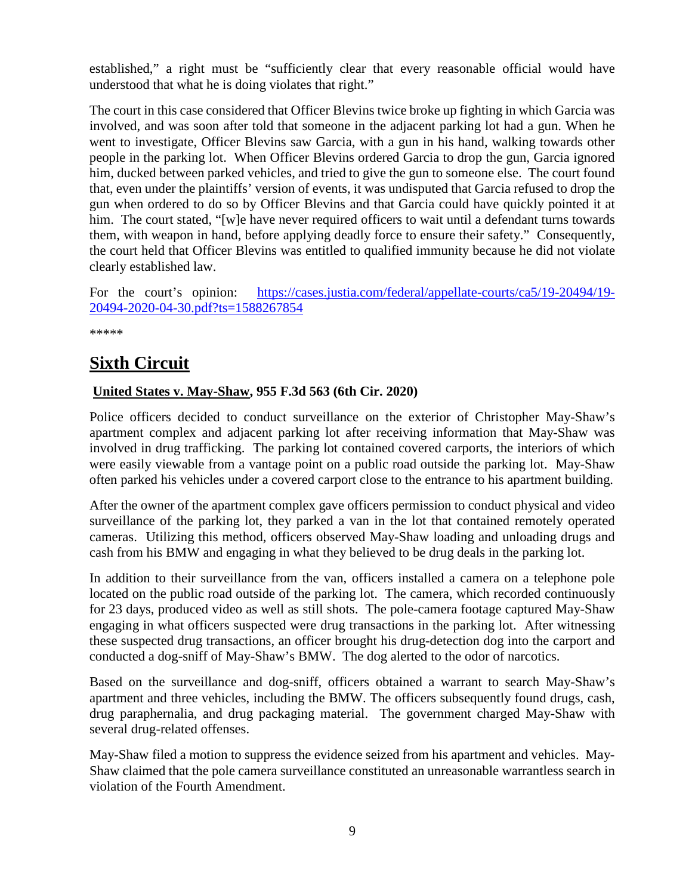established," a right must be "sufficiently clear that every reasonable official would have understood that what he is doing violates that right."

The court in this case considered that Officer Blevins twice broke up fighting in which Garcia was involved, and was soon after told that someone in the adjacent parking lot had a gun. When he went to investigate, Officer Blevins saw Garcia, with a gun in his hand, walking towards other people in the parking lot. When Officer Blevins ordered Garcia to drop the gun, Garcia ignored him, ducked between parked vehicles, and tried to give the gun to someone else. The court found that, even under the plaintiffs' version of events, it was undisputed that Garcia refused to drop the gun when ordered to do so by Officer Blevins and that Garcia could have quickly pointed it at him. The court stated, "[w]e have never required officers to wait until a defendant turns towards them, with weapon in hand, before applying deadly force to ensure their safety." Consequently, the court held that Officer Blevins was entitled to qualified immunity because he did not violate clearly established law.

For the court's opinion: [https://cases.justia.com/federal/appellate-courts/ca5/19-20494/19-20494-2020-04-30.pdf?ts=1588267854](https://cases.justia.com/federal/appellate-courts/ca5/19-20494/19-20494-2020-04-30.pdf?ts=1588267854)

*****

# Sixth Circuit

**United States v. May-Shaw, 955 F.3d 563 (6th Cir. 2020)**

Police officers decided to conduct surveillance on the exterior of Christopher May-Shaw's apartment complex and adjacent parking lot after receiving information that May-Shaw was involved in drug trafficking. The parking lot contained covered carports, the interiors of which were easily viewable from a vantage point on a public road outside the parking lot. May-Shaw often parked his vehicles under a covered carport close to the entrance to his apartment building.

After the owner of the apartment complex gave officers permission to conduct physical and video surveillance of the parking lot, they parked a van in the lot that contained remotely operated cameras. Utilizing this method, officers observed May-Shaw loading and unloading drugs and cash from his BMW and engaging in what they believed to be drug deals in the parking lot.

In addition to their surveillance from the van, officers installed a camera on a telephone pole located on the public road outside of the parking lot. The camera, which recorded continuously for 23 days, produced video as well as still shots. The pole-camera footage captured May-Shaw engaging in what officers suspected were drug transactions in the parking lot. After witnessing these suspected drug transactions, an officer brought his drug-detection dog into the carport and conducted a dog-sniff of May-Shaw's BMW. The dog alerted to the odor of narcotics.

Based on the surveillance and dog-sniff, officers obtained a warrant to search May-Shaw's apartment and three vehicles, including the BMW. The officers subsequently found drugs, cash, drug paraphernalia, and drug packaging material. The government charged May-Shaw with several drug-related offenses.

May-Shaw filed a motion to suppress the evidence seized from his apartment and vehicles. May-Shaw claimed that the pole camera surveillance constituted an unreasonable warrantless search in violation of the Fourth Amendment.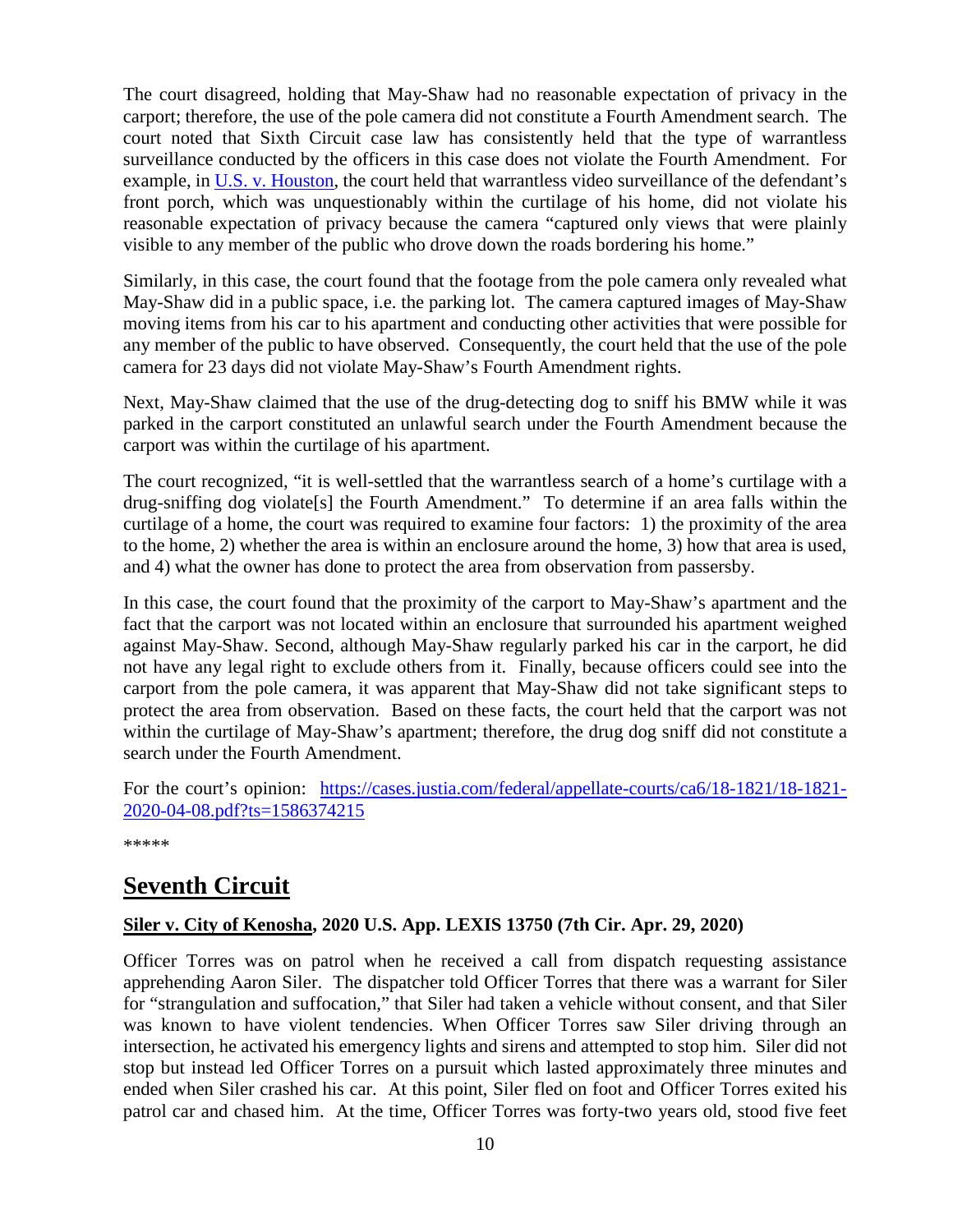The court disagreed, holding that May-Shaw had no reasonable expectation of privacy in the carport; therefore, the use of the pole camera did not constitute a Fourth Amendment search. The court noted that Sixth Circuit case law has consistently held that the type of warrantless surveillance conducted by the officers in this case does not violate the Fourth Amendment. For example, in [U.S. v. Houston](), the court held that warrantless video surveillance of the defendant's front porch, which was unquestionably within the curtilage of his home, did not violate his reasonable expectation of privacy because the camera "captured only views that were plainly visible to any member of the public who drove down the roads bordering his home."

Similarly, in this case, the court found that the footage from the pole camera only revealed what May-Shaw did in a public space, i.e. the parking lot. The camera captured images of May-Shaw moving items from his car to his apartment and conducting other activities that were possible for any member of the public to have observed. Consequently, the court held that the use of the pole camera for 23 days did not violate May-Shaw's Fourth Amendment rights.

Next, May-Shaw claimed that the use of the drug-detecting dog to sniff his BMW while it was parked in the carport constituted an unlawful search under the Fourth Amendment because the carport was within the curtilage of his apartment.

The court recognized, "it is well-settled that the warrantless search of a home's curtilage with a drug-sniffing dog violate[s] the Fourth Amendment." To determine if an area falls within the curtilage of a home, the court was required to examine four factors: 1) the proximity of the area to the home, 2) whether the area is within an enclosure around the home, 3) how that area is used, and 4) what the owner has done to protect the area from observation from passersby.

In this case, the court found that the proximity of the carport to May-Shaw's apartment and the fact that the carport was not located within an enclosure that surrounded his apartment weighed against May-Shaw. Second, although May-Shaw regularly parked his car in the carport, he did not have any legal right to exclude others from it. Finally, because officers could see into the carport from the pole camera, it was apparent that May-Shaw did not take significant steps to protect the area from observation. Based on these facts, the court held that the carport was not within the curtilage of May-Shaw's apartment; therefore, the drug dog sniff did not constitute a search under the Fourth Amendment.

For the court's opinion: https://cases.justia.com/federal/appellate-courts/ca6/18-1821/18-1821-2020-04-08.pdf?ts=1586374215

*****

## Seventh Circuit

**Siler v. City of Kenosha, 2020 U.S. App. LEXIS 13750 (7th Cir. Apr. 29, 2020)**

Officer Torres was on patrol when he received a call from dispatch requesting assistance apprehending Aaron Siler. The dispatcher told Officer Torres that there was a warrant for Siler for "strangulation and suffocation," that Siler had taken a vehicle without consent, and that Siler was known to have violent tendencies. When Officer Torres saw Siler driving through an intersection, he activated his emergency lights and sirens and attempted to stop him. Siler did not stop but instead led Officer Torres on a pursuit which lasted approximately three minutes and ended when Siler crashed his car. At this point, Siler fled on foot and Officer Torres exited his patrol car and chased him. At the time, Officer Torres was forty-two years old, stood five feet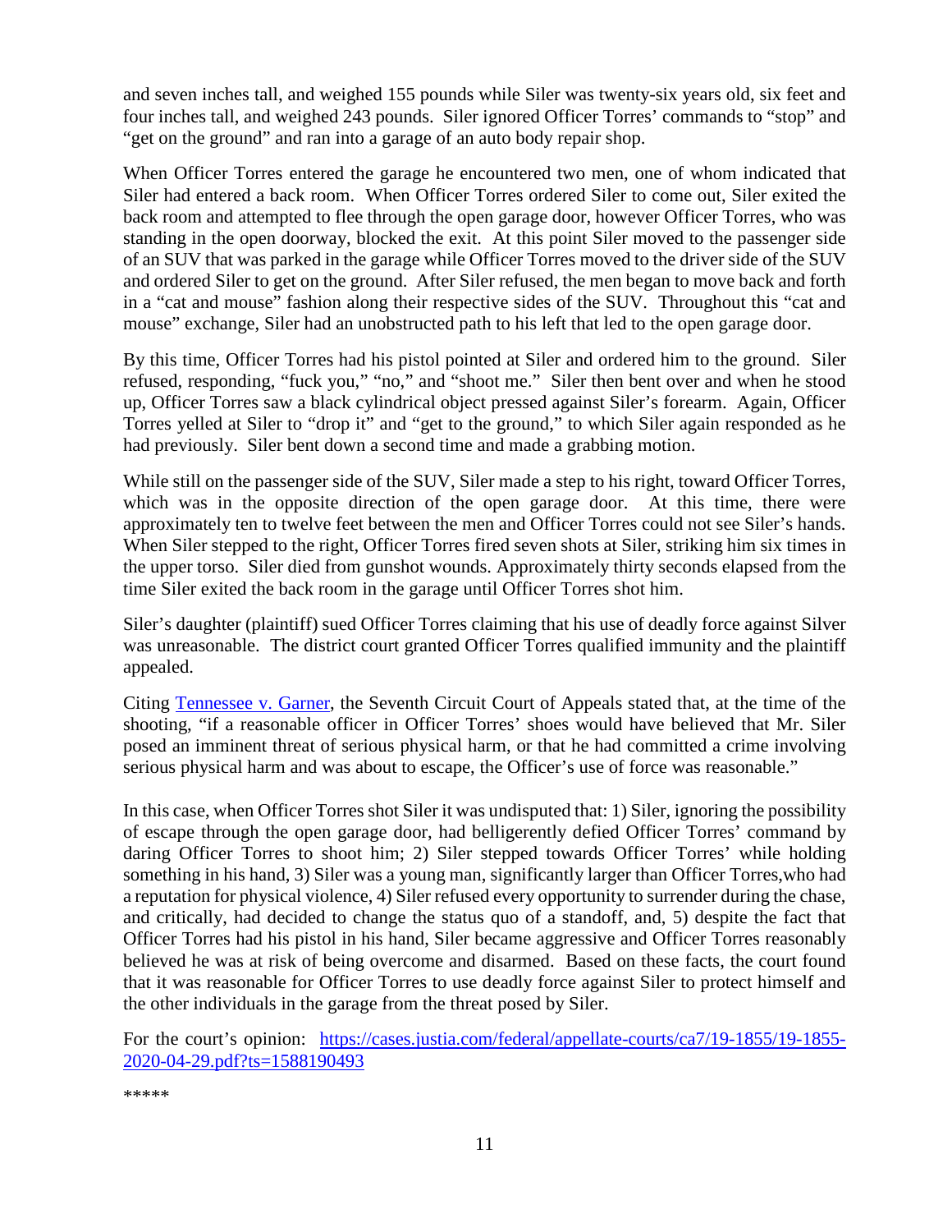and seven inches tall, and weighed 155 pounds while Siler was twenty-six years old, six feet and four inches tall, and weighed 243 pounds. Siler ignored Officer Torres' commands to "stop" and "get on the ground" and ran into a garage of an auto body repair shop.

When Officer Torres entered the garage he encountered two men, one of whom indicated that Siler had entered a back room. When Officer Torres ordered Siler to come out, Siler exited the back room and attempted to flee through the open garage door, however Officer Torres, who was standing in the open doorway, blocked the exit. At this point Siler moved to the passenger side of an SUV that was parked in the garage while Officer Torres moved to the driver side of the SUV and ordered Siler to get on the ground. After Siler refused, the men began to move back and forth in a "cat and mouse" fashion along their respective sides of the SUV. Throughout this "cat and mouse" exchange, Siler had an unobstructed path to his left that led to the open garage door.

By this time, Officer Torres had his pistol pointed at Siler and ordered him to the ground. Siler refused, responding, "fuck you," "no," and "shoot me." Siler then bent over and when he stood up, Officer Torres saw a black cylindrical object pressed against Siler's forearm. Again, Officer Torres yelled at Siler to "drop it" and "get to the ground," to which Siler again responded as he had previously. Siler bent down a second time and made a grabbing motion.

While still on the passenger side of the SUV, Siler made a step to his right, toward Officer Torres, which was in the opposite direction of the open garage door. At this time, there were approximately ten to twelve feet between the men and Officer Torres could not see Siler's hands. When Siler stepped to the right, Officer Torres fired seven shots at Siler, striking him six times in the upper torso. Siler died from gunshot wounds. Approximately thirty seconds elapsed from the time Siler exited the back room in the garage until Officer Torres shot him.

Siler's daughter (plaintiff) sued Officer Torres claiming that his use of deadly force against Silver was unreasonable. The district court granted Officer Torres qualified immunity and the plaintiff appealed.

Citing [Tennessee v. Garner](), the Seventh Circuit Court of Appeals stated that, at the time of the shooting, "if a reasonable officer in Officer Torres' shoes would have believed that Mr. Siler posed an imminent threat of serious physical harm, or that he had committed a crime involving serious physical harm and was about to escape, the Officer's use of force was reasonable."

In this case, when Officer Torres shot Siler it was undisputed that: 1) Siler, ignoring the possibility of escape through the open garage door, had belligerently defied Officer Torres' command by daring Officer Torres to shoot him; 2) Siler stepped towards Officer Torres' while holding something in his hand, 3) Siler was a young man, significantly larger than Officer Torres,who had a reputation for physical violence, 4) Siler refused every opportunity to surrender during the chase, and critically, had decided to change the status quo of a standoff, and, 5) despite the fact that Officer Torres had his pistol in his hand, Siler became aggressive and Officer Torres reasonably believed he was at risk of being overcome and disarmed. Based on these facts, the court found that it was reasonable for Officer Torres to use deadly force against Siler to protect himself and the other individuals in the garage from the threat posed by Siler.

For the court's opinion: [https://cases.justia.com/federal/appellate-courts/ca7/19-1855/19-1855-2020-04-29.pdf?ts=1588190493](https://cases.justia.com/federal/appellate-courts/ca7/19-1855/19-1855-2020-04-29.pdf?ts=1588190493)

*****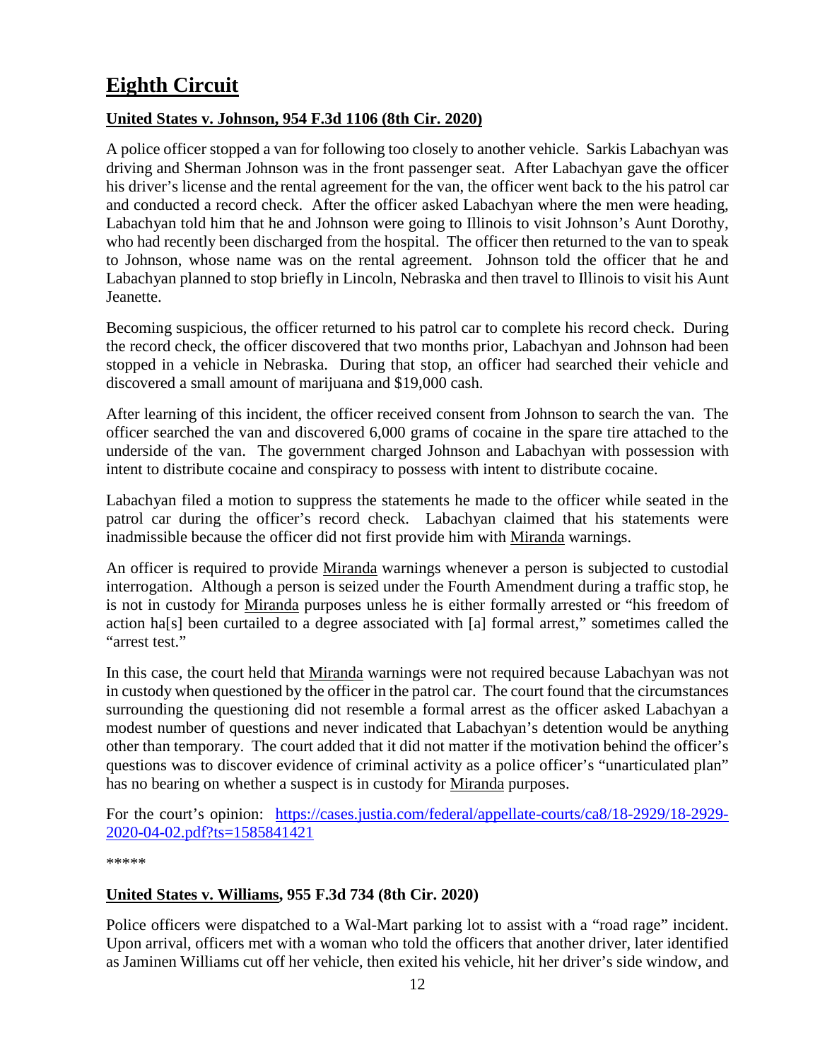# Eighth Circuit

## United States v. Johnson, 954 F.3d 1106 (8th Cir. 2020)

A police officer stopped a van for following too closely to another vehicle. Sarkis Labachyan was driving and Sherman Johnson was in the front passenger seat. After Labachyan gave the officer his driver's license and the rental agreement for the van, the officer went back to the his patrol car and conducted a record check. After the officer asked Labachyan where the men were heading, Labachyan told him that he and Johnson were going to Illinois to visit Johnson's Aunt Dorothy, who had recently been discharged from the hospital. The officer then returned to the van to speak to Johnson, whose name was on the rental agreement. Johnson told the officer that he and Labachyan planned to stop briefly in Lincoln, Nebraska and then travel to Illinois to visit his Aunt Jeanette.

Becoming suspicious, the officer returned to his patrol car to complete his record check. During the record check, the officer discovered that two months prior, Labachyan and Johnson had been stopped in a vehicle in Nebraska. During that stop, an officer had searched their vehicle and discovered a small amount of marijuana and $19,000 cash.

After learning of this incident, the officer received consent from Johnson to search the van. The officer searched the van and discovered 6,000 grams of cocaine in the spare tire attached to the underside of the van. The government charged Johnson and Labachyan with possession with intent to distribute cocaine and conspiracy to possess with intent to distribute cocaine.

Labachyan filed a motion to suppress the statements he made to the officer while seated in the patrol car during the officer's record check. Labachyan claimed that his statements were inadmissible because the officer did not first provide him with Miranda warnings.

An officer is required to provide Miranda warnings whenever a person is subjected to custodial interrogation. Although a person is seized under the Fourth Amendment during a traffic stop, he is not in custody for Miranda purposes unless he is either formally arrested or "his freedom of action ha[s] been curtailed to a degree associated with [a] formal arrest," sometimes called the "arrest test."

In this case, the court held that Miranda warnings were not required because Labachyan was not in custody when questioned by the officer in the patrol car. The court found that the circumstances surrounding the questioning did not resemble a formal arrest as the officer asked Labachyan a modest number of questions and never indicated that Labachyan's detention would be anything other than temporary. The court added that it did not matter if the motivation behind the officer's questions was to discover evidence of criminal activity as a police officer's "unarticulated plan" has no bearing on whether a suspect is in custody for Miranda purposes.

For the court's opinion: [https://cases.justia.com/federal/appellate-courts/ca8/18-2929/18-2929-2020-04-02.pdf?ts=1585841421](https://cases.justia.com/federal/appellate-courts/ca8/18-2929/18-2929-2020-04-02.pdf?ts=1585841421)

*****

## United States v. Williams, 955 F.3d 734 (8th Cir. 2020)

Police officers were dispatched to a Wal-Mart parking lot to assist with a "road rage" incident. Upon arrival, officers met with a woman who told the officers that another driver, later identified as Jaminen Williams cut off her vehicle, then exited his vehicle, hit her driver's side window, and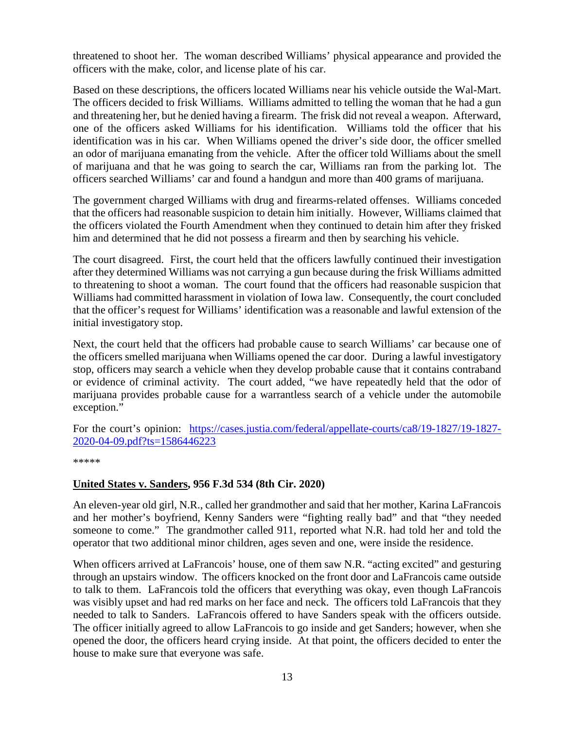threatened to shoot her. The woman described Williams' physical appearance and provided the officers with the make, color, and license plate of his car.

Based on these descriptions, the officers located Williams near his vehicle outside the Wal-Mart. The officers decided to frisk Williams. Williams admitted to telling the woman that he had a gun and threatening her, but he denied having a firearm. The frisk did not reveal a weapon. Afterward, one of the officers asked Williams for his identification. Williams told the officer that his identification was in his car. When Williams opened the driver's side door, the officer smelled an odor of marijuana emanating from the vehicle. After the officer told Williams about the smell of marijuana and that he was going to search the car, Williams ran from the parking lot. The officers searched Williams' car and found a handgun and more than 400 grams of marijuana.

The government charged Williams with drug and firearms-related offenses. Williams conceded that the officers had reasonable suspicion to detain him initially. However, Williams claimed that the officers violated the Fourth Amendment when they continued to detain him after they frisked him and determined that he did not possess a firearm and then by searching his vehicle.

The court disagreed. First, the court held that the officers lawfully continued their investigation after they determined Williams was not carrying a gun because during the frisk Williams admitted to threatening to shoot a woman. The court found that the officers had reasonable suspicion that Williams had committed harassment in violation of Iowa law. Consequently, the court concluded that the officer's request for Williams' identification was a reasonable and lawful extension of the initial investigatory stop.

Next, the court held that the officers had probable cause to search Williams' car because one of the officers smelled marijuana when Williams opened the car door. During a lawful investigatory stop, officers may search a vehicle when they develop probable cause that it contains contraband or evidence of criminal activity. The court added, "we have repeatedly held that the odor of marijuana provides probable cause for a warrantless search of a vehicle under the automobile exception."

For the court's opinion: [https://cases.justia.com/federal/appellate-courts/ca8/19-1827/19-1827-2020-04-09.pdf?ts=1586446223](https://cases.justia.com/federal/appellate-courts/ca8/19-1827/19-1827-2020-04-09.pdf?ts=1586446223)

*****

**United States v. Sanders, 956 F.3d 534 (8th Cir. 2020)**

An eleven-year old girl, N.R., called her grandmother and said that her mother, Karina LaFrancois and her mother's boyfriend, Kenny Sanders were "fighting really bad" and that "they needed someone to come." The grandmother called 911, reported what N.R. had told her and told the operator that two additional minor children, ages seven and one, were inside the residence.

When officers arrived at LaFrancois' house, one of them saw N.R. "acting excited" and gesturing through an upstairs window. The officers knocked on the front door and LaFrancois came outside to talk to them. LaFrancois told the officers that everything was okay, even though LaFrancois was visibly upset and had red marks on her face and neck. The officers told LaFrancois that they needed to talk to Sanders. LaFrancois offered to have Sanders speak with the officers outside. The officer initially agreed to allow LaFrancois to go inside and get Sanders; however, when she opened the door, the officers heard crying inside. At that point, the officers decided to enter the house to make sure that everyone was safe.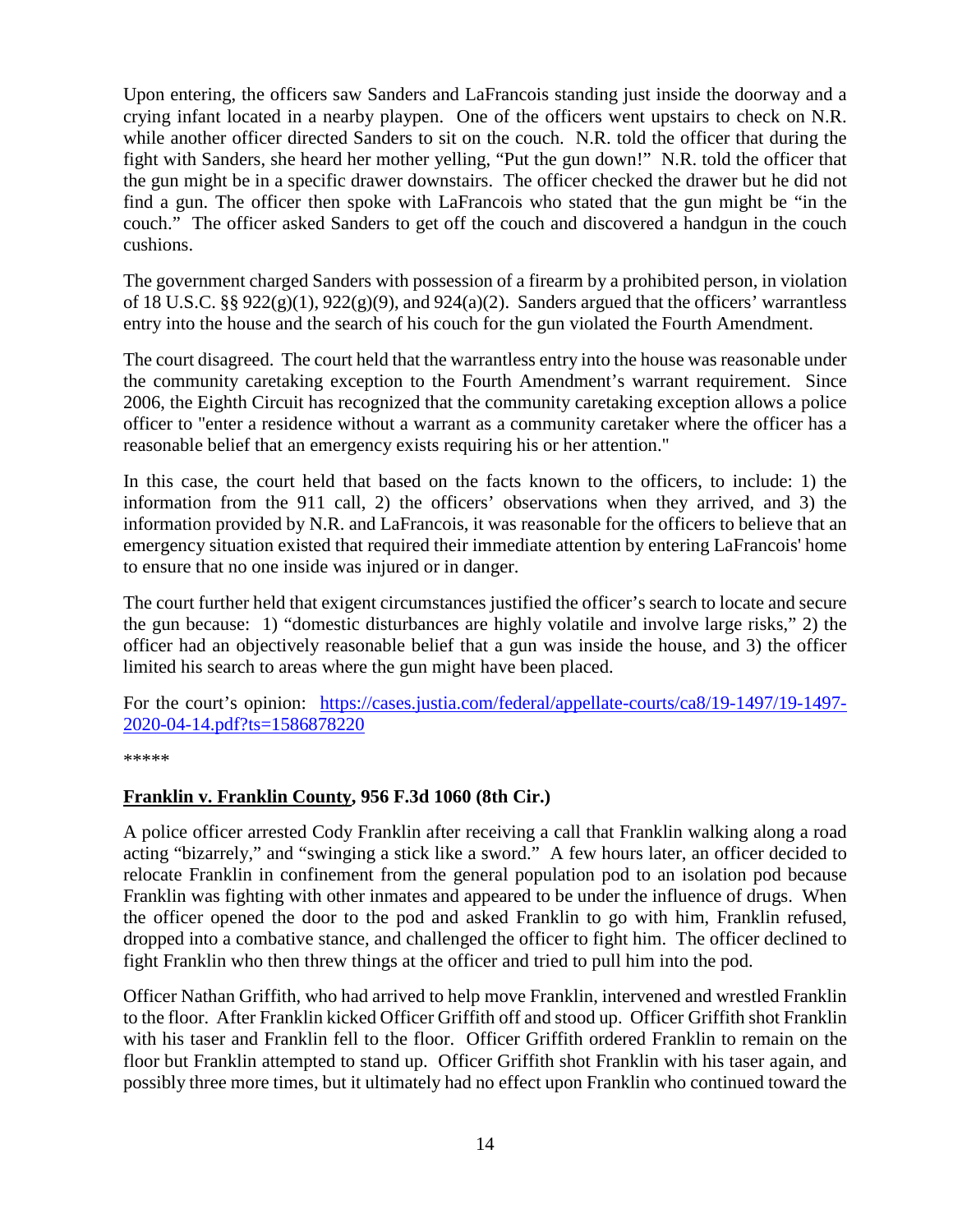Upon entering, the officers saw Sanders and LaFrancois standing just inside the doorway and a crying infant located in a nearby playpen. One of the officers went upstairs to check on N.R. while another officer directed Sanders to sit on the couch. N.R. told the officer that during the fight with Sanders, she heard her mother yelling, "Put the gun down!" N.R. told the officer that the gun might be in a specific drawer downstairs. The officer checked the drawer but he did not find a gun. The officer then spoke with LaFrancois who stated that the gun might be "in the couch." The officer asked Sanders to get off the couch and discovered a handgun in the couch cushions.

The government charged Sanders with possession of a firearm by a prohibited person, in violation of 18 U.S.C. §§ 922(g)(1), 922(g)(9), and 924(a)(2). Sanders argued that the officers' warrantless entry into the house and the search of his couch for the gun violated the Fourth Amendment.

The court disagreed. The court held that the warrantless entry into the house was reasonable under the community caretaking exception to the Fourth Amendment's warrant requirement. Since 2006, the Eighth Circuit has recognized that the community caretaking exception allows a police officer to "enter a residence without a warrant as a community caretaker where the officer has a reasonable belief that an emergency exists requiring his or her attention."

In this case, the court held that based on the facts known to the officers, to include: 1) the information from the 911 call, 2) the officers' observations when they arrived, and 3) the information provided by N.R. and LaFrancois, it was reasonable for the officers to believe that an emergency situation existed that required their immediate attention by entering LaFrancois' home to ensure that no one inside was injured or in danger.

The court further held that exigent circumstances justified the officer's search to locate and secure the gun because: 1) "domestic disturbances are highly volatile and involve large risks," 2) the officer had an objectively reasonable belief that a gun was inside the house, and 3) the officer limited his search to areas where the gun might have been placed.

For the court's opinion: [https://cases.justia.com/federal/appellate-courts/ca8/19-1497/19-1497-2020-04-14.pdf?ts=1586878220](https://cases.justia.com/federal/appellate-courts/ca8/19-1497/19-1497-2020-04-14.pdf?ts=1586878220)

*****

**Franklin v. Franklin County, 956 F.3d 1060 (8th Cir.)**

A police officer arrested Cody Franklin after receiving a call that Franklin walking along a road acting "bizarrely," and "swinging a stick like a sword." A few hours later, an officer decided to relocate Franklin in confinement from the general population pod to an isolation pod because Franklin was fighting with other inmates and appeared to be under the influence of drugs. When the officer opened the door to the pod and asked Franklin to go with him, Franklin refused, dropped into a combative stance, and challenged the officer to fight him. The officer declined to fight Franklin who then threw things at the officer and tried to pull him into the pod.

Officer Nathan Griffith, who had arrived to help move Franklin, intervened and wrestled Franklin to the floor. After Franklin kicked Officer Griffith off and stood up. Officer Griffith shot Franklin with his taser and Franklin fell to the floor. Officer Griffith ordered Franklin to remain on the floor but Franklin attempted to stand up. Officer Griffith shot Franklin with his taser again, and possibly three more times, but it ultimately had no effect upon Franklin who continued toward the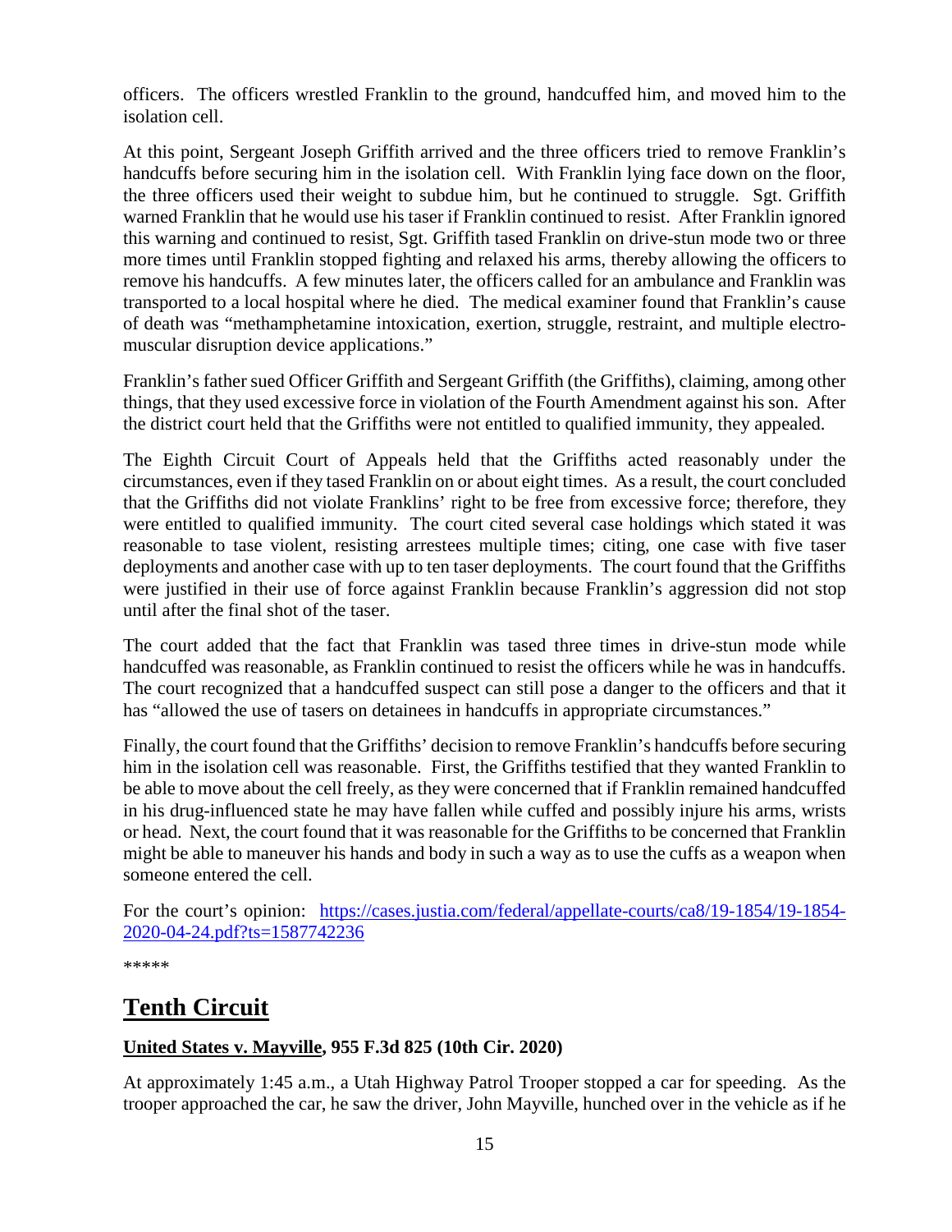officers. The officers wrestled Franklin to the ground, handcuffed him, and moved him to the isolation cell.

At this point, Sergeant Joseph Griffith arrived and the three officers tried to remove Franklin's handcuffs before securing him in the isolation cell. With Franklin lying face down on the floor, the three officers used their weight to subdue him, but he continued to struggle. Sgt. Griffith warned Franklin that he would use his taser if Franklin continued to resist. After Franklin ignored this warning and continued to resist, Sgt. Griffith tased Franklin on drive-stun mode two or three more times until Franklin stopped fighting and relaxed his arms, thereby allowing the officers to remove his handcuffs. A few minutes later, the officers called for an ambulance and Franklin was transported to a local hospital where he died. The medical examiner found that Franklin's cause of death was "methamphetamine intoxication, exertion, struggle, restraint, and multiple electro-muscular disruption device applications."

Franklin's father sued Officer Griffith and Sergeant Griffith (the Griffiths), claiming, among other things, that they used excessive force in violation of the Fourth Amendment against his son. After the district court held that the Griffiths were not entitled to qualified immunity, they appealed.

The Eighth Circuit Court of Appeals held that the Griffiths acted reasonably under the circumstances, even if they tased Franklin on or about eight times. As a result, the court concluded that the Griffiths did not violate Franklins' right to be free from excessive force; therefore, they were entitled to qualified immunity. The court cited several case holdings which stated it was reasonable to tase violent, resisting arrestees multiple times; citing, one case with five taser deployments and another case with up to ten taser deployments. The court found that the Griffiths were justified in their use of force against Franklin because Franklin's aggression did not stop until after the final shot of the taser.

The court added that the fact that Franklin was tased three times in drive-stun mode while handcuffed was reasonable, as Franklin continued to resist the officers while he was in handcuffs. The court recognized that a handcuffed suspect can still pose a danger to the officers and that it has "allowed the use of tasers on detainees in handcuffs in appropriate circumstances."

Finally, the court found that the Griffiths' decision to remove Franklin's handcuffs before securing him in the isolation cell was reasonable. First, the Griffiths testified that they wanted Franklin to be able to move about the cell freely, as they were concerned that if Franklin remained handcuffed in his drug-influenced state he may have fallen while cuffed and possibly injure his arms, wrists or head. Next, the court found that it was reasonable for the Griffiths to be concerned that Franklin might be able to maneuver his hands and body in such a way as to use the cuffs as a weapon when someone entered the cell.

For the court's opinion: [https://cases.justia.com/federal/appellate-courts/ca8/19-1854/19-1854-2020-04-24.pdf?ts=1587742236](https://cases.justia.com/federal/appellate-courts/ca8/19-1854/19-1854-2020-04-24.pdf?ts=1587742236)

*****

# Tenth Circuit

### United States v. Mayville, 955 F.3d 825 (10th Cir. 2020)

At approximately 1:45 a.m., a Utah Highway Patrol Trooper stopped a car for speeding. As the trooper approached the car, he saw the driver, John Mayville, hunched over in the vehicle as if he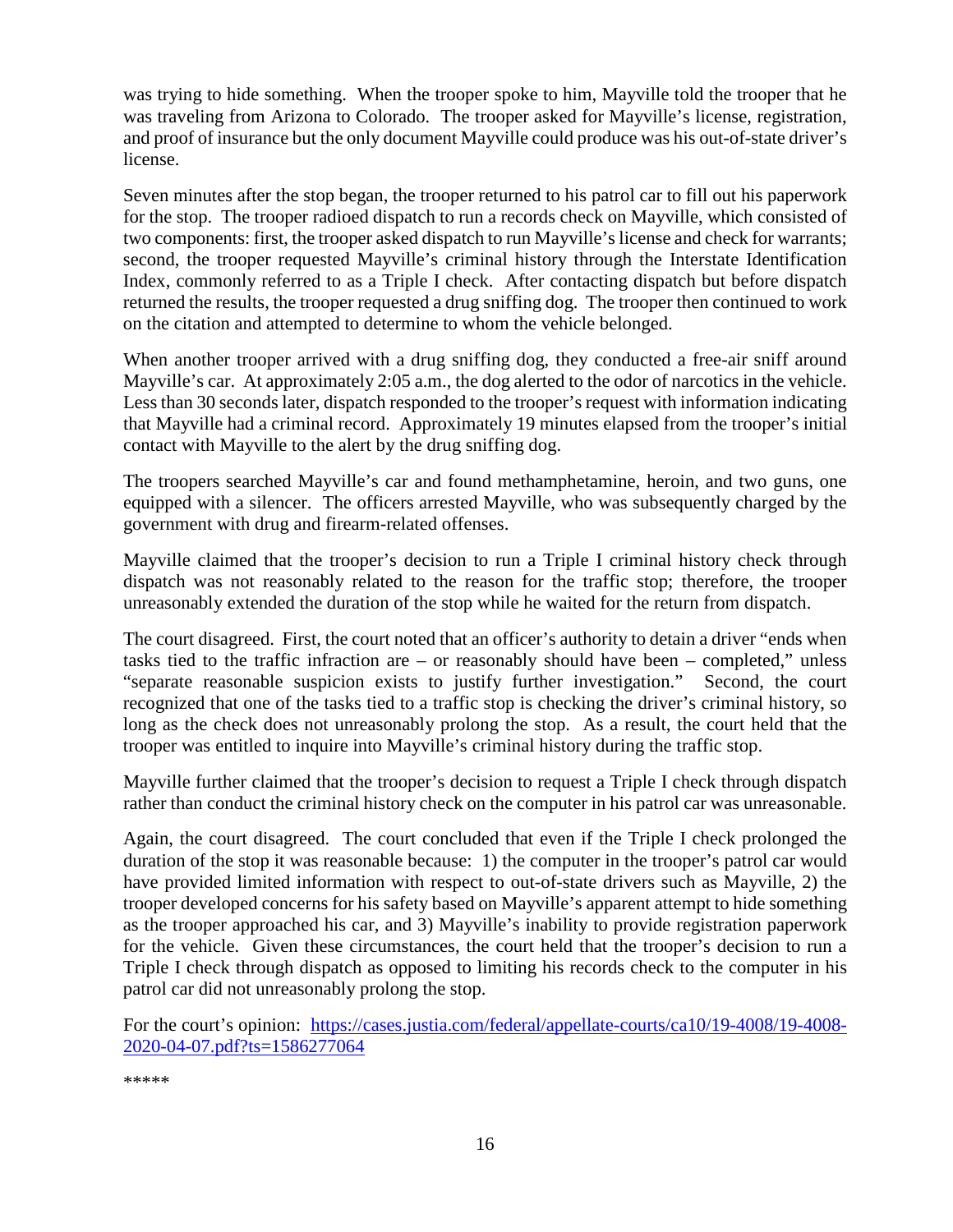was trying to hide something. When the trooper spoke to him, Mayville told the trooper that he was traveling from Arizona to Colorado. The trooper asked for Mayville's license, registration, and proof of insurance but the only document Mayville could produce was his out-of-state driver's license.

Seven minutes after the stop began, the trooper returned to his patrol car to fill out his paperwork for the stop. The trooper radioed dispatch to run a records check on Mayville, which consisted of two components: first, the trooper asked dispatch to run Mayville's license and check for warrants; second, the trooper requested Mayville's criminal history through the Interstate Identification Index, commonly referred to as a Triple I check. After contacting dispatch but before dispatch returned the results, the trooper requested a drug sniffing dog. The trooper then continued to work on the citation and attempted to determine to whom the vehicle belonged.

When another trooper arrived with a drug sniffing dog, they conducted a free-air sniff around Mayville's car. At approximately 2:05 a.m., the dog alerted to the odor of narcotics in the vehicle. Less than 30 seconds later, dispatch responded to the trooper's request with information indicating that Mayville had a criminal record. Approximately 19 minutes elapsed from the trooper's initial contact with Mayville to the alert by the drug sniffing dog.

The troopers searched Mayville's car and found methamphetamine, heroin, and two guns, one equipped with a silencer. The officers arrested Mayville, who was subsequently charged by the government with drug and firearm-related offenses.

Mayville claimed that the trooper's decision to run a Triple I criminal history check through dispatch was not reasonably related to the reason for the traffic stop; therefore, the trooper unreasonably extended the duration of the stop while he waited for the return from dispatch.

The court disagreed. First, the court noted that an officer's authority to detain a driver "ends when tasks tied to the traffic infraction are – or reasonably should have been – completed," unless "separate reasonable suspicion exists to justify further investigation." Second, the court recognized that one of the tasks tied to a traffic stop is checking the driver's criminal history, so long as the check does not unreasonably prolong the stop. As a result, the court held that the trooper was entitled to inquire into Mayville's criminal history during the traffic stop.

Mayville further claimed that the trooper's decision to request a Triple I check through dispatch rather than conduct the criminal history check on the computer in his patrol car was unreasonable.

Again, the court disagreed. The court concluded that even if the Triple I check prolonged the duration of the stop it was reasonable because: 1) the computer in the trooper's patrol car would have provided limited information with respect to out-of-state drivers such as Mayville, 2) the trooper developed concerns for his safety based on Mayville's apparent attempt to hide something as the trooper approached his car, and 3) Mayville's inability to provide registration paperwork for the vehicle. Given these circumstances, the court held that the trooper's decision to run a Triple I check through dispatch as opposed to limiting his records check to the computer in his patrol car did not unreasonably prolong the stop.

For the court's opinion: [https://cases.justia.com/federal/appellate-courts/ca10/19-4008/19-4008-2020-04-07.pdf?ts=1586277064](https://cases.justia.com/federal/appellate-courts/ca10/19-4008/19-4008-2020-04-07.pdf?ts=1586277064)

*****